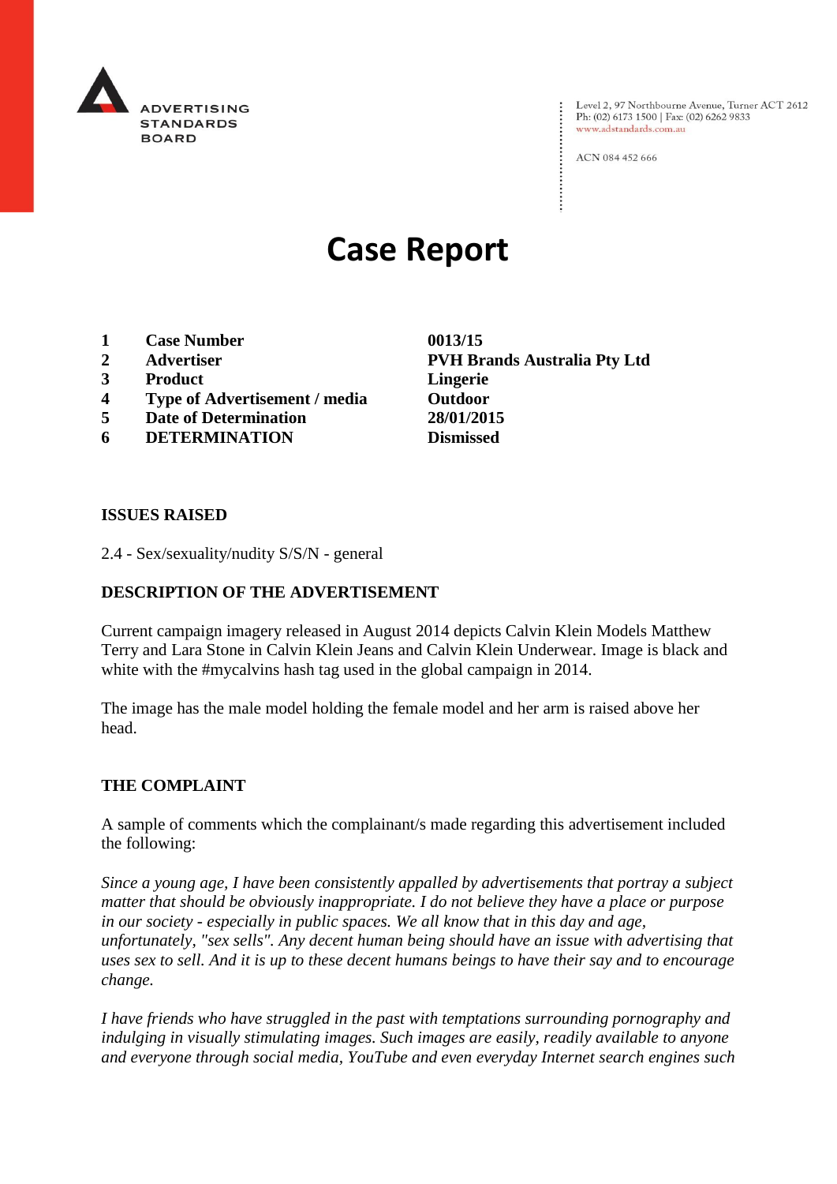ADVERTISING STANDARDS BOARD

Level 2, 97 Northbourne Avenue, Turner ACT 2612
Ph: (02) 6173 1500 | Fax: (02) 6262 9833
www.adstandards.com.au

ACN 084 452 666

# Case Report

| | | |
|---|---|---|
| **1** | **Case Number** | **0013/15** |
| **2** | **Advertiser** | **PVH Brands Australia Pty Ltd** |
| **3** | **Product** | **Lingerie** |
| **4** | **Type of Advertisement / media** | **Outdoor** |
| **5** | **Date of Determination** | **28/01/2015** |
| **6** | **DETERMINATION** | **Dismissed** |

## ISSUES RAISED

2.4 - Sex/sexuality/nudity S/S/N - general

## DESCRIPTION OF THE ADVERTISEMENT

Current campaign imagery released in August 2014 depicts Calvin Klein Models Matthew Terry and Lara Stone in Calvin Klein Jeans and Calvin Klein Underwear. Image is black and white with the #mycalvins hash tag used in the global campaign in 2014.

The image has the male model holding the female model and her arm is raised above her head.

## THE COMPLAINT

A sample of comments which the complainant/s made regarding this advertisement included the following:

*Since a young age, I have been consistently appalled by advertisements that portray a subject matter that should be obviously inappropriate. I do not believe they have a place or purpose in our society - especially in public spaces. We all know that in this day and age, unfortunately, "sex sells". Any decent human being should have an issue with advertising that uses sex to sell. And it is up to these decent humans beings to have their say and to encourage change.*

*I have friends who have struggled in the past with temptations surrounding pornography and indulging in visually stimulating images. Such images are easily, readily available to anyone and everyone through social media, YouTube and even everyday Internet search engines such*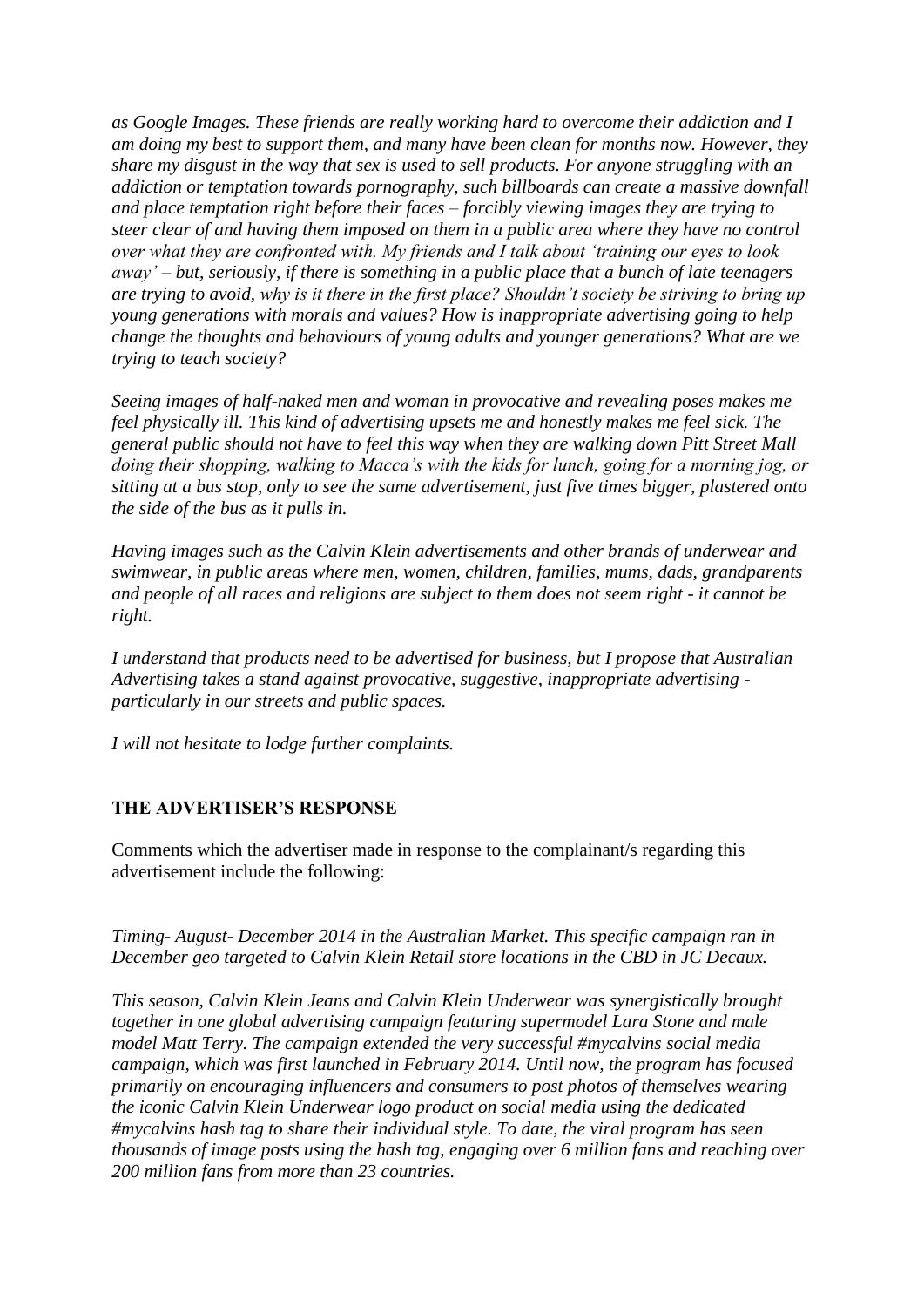*as Google Images. These friends are really working hard to overcome their addiction and I am doing my best to support them, and many have been clean for months now. However, they share my disgust in the way that sex is used to sell products. For anyone struggling with an addiction or temptation towards pornography, such billboards can create a massive downfall and place temptation right before their faces – forcibly viewing images they are trying to steer clear of and having them imposed on them in a public area where they have no control over what they are confronted with. My friends and I talk about 'training our eyes to look away' – but, seriously, if there is something in a public place that a bunch of late teenagers are trying to avoid, why is it there in the first place? Shouldn't society be striving to bring up young generations with morals and values? How is inappropriate advertising going to help change the thoughts and behaviours of young adults and younger generations? What are we trying to teach society?*

*Seeing images of half-naked men and woman in provocative and revealing poses makes me feel physically ill. This kind of advertising upsets me and honestly makes me feel sick. The general public should not have to feel this way when they are walking down Pitt Street Mall doing their shopping, walking to Macca's with the kids for lunch, going for a morning jog, or sitting at a bus stop, only to see the same advertisement, just five times bigger, plastered onto the side of the bus as it pulls in.*

*Having images such as the Calvin Klein advertisements and other brands of underwear and swimwear, in public areas where men, women, children, families, mums, dads, grandparents and people of all races and religions are subject to them does not seem right - it cannot be right.*

*I understand that products need to be advertised for business, but I propose that Australian Advertising takes a stand against provocative, suggestive, inappropriate advertising - particularly in our streets and public spaces.*

*I will not hesitate to lodge further complaints.*

## THE ADVERTISER'S RESPONSE

Comments which the advertiser made in response to the complainant/s regarding this advertisement include the following:

*Timing- August- December 2014 in the Australian Market. This specific campaign ran in December geo targeted to Calvin Klein Retail store locations in the CBD in JC Decaux.*

*This season, Calvin Klein Jeans and Calvin Klein Underwear was synergistically brought together in one global advertising campaign featuring supermodel Lara Stone and male model Matt Terry. The campaign extended the very successful #mycalvins social media campaign, which was first launched in February 2014. Until now, the program has focused primarily on encouraging influencers and consumers to post photos of themselves wearing the iconic Calvin Klein Underwear logo product on social media using the dedicated #mycalvins hash tag to share their individual style. To date, the viral program has seen thousands of image posts using the hash tag, engaging over 6 million fans and reaching over 200 million fans from more than 23 countries.*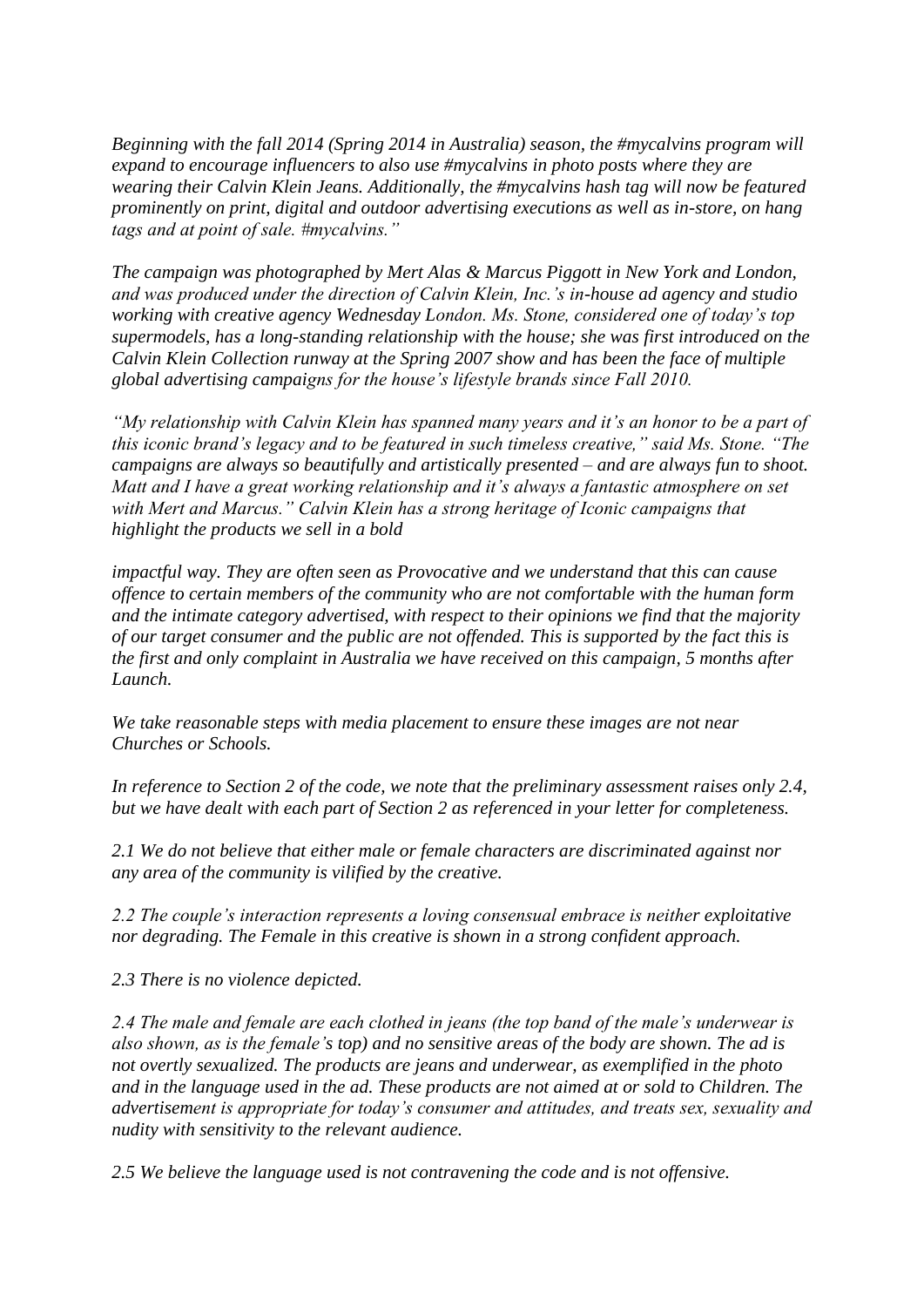*Beginning with the fall 2014 (Spring 2014 in Australia) season, the #mycalvins program will expand to encourage influencers to also use #mycalvins in photo posts where they are wearing their Calvin Klein Jeans. Additionally, the #mycalvins hash tag will now be featured prominently on print, digital and outdoor advertising executions as well as in-store, on hang tags and at point of sale. #mycalvins."*

*The campaign was photographed by Mert Alas & Marcus Piggott in New York and London, and was produced under the direction of Calvin Klein, Inc.'s in-house ad agency and studio working with creative agency Wednesday London. Ms. Stone, considered one of today's top supermodels, has a long-standing relationship with the house; she was first introduced on the Calvin Klein Collection runway at the Spring 2007 show and has been the face of multiple global advertising campaigns for the house's lifestyle brands since Fall 2010.*

*"My relationship with Calvin Klein has spanned many years and it's an honor to be a part of this iconic brand's legacy and to be featured in such timeless creative," said Ms. Stone. "The campaigns are always so beautifully and artistically presented – and are always fun to shoot. Matt and I have a great working relationship and it's always a fantastic atmosphere on set with Mert and Marcus." Calvin Klein has a strong heritage of Iconic campaigns that highlight the products we sell in a bold*

*impactful way. They are often seen as Provocative and we understand that this can cause offence to certain members of the community who are not comfortable with the human form and the intimate category advertised, with respect to their opinions we find that the majority of our target consumer and the public are not offended. This is supported by the fact this is the first and only complaint in Australia we have received on this campaign, 5 months after Launch.*

*We take reasonable steps with media placement to ensure these images are not near Churches or Schools.*

*In reference to Section 2 of the code, we note that the preliminary assessment raises only 2.4, but we have dealt with each part of Section 2 as referenced in your letter for completeness.*

*2.1 We do not believe that either male or female characters are discriminated against nor any area of the community is vilified by the creative.*

*2.2 The couple's interaction represents a loving consensual embrace is neither exploitative nor degrading. The Female in this creative is shown in a strong confident approach.*

*2.3 There is no violence depicted.*

*2.4 The male and female are each clothed in jeans (the top band of the male's underwear is also shown, as is the female's top) and no sensitive areas of the body are shown. The ad is not overtly sexualized. The products are jeans and underwear, as exemplified in the photo and in the language used in the ad. These products are not aimed at or sold to Children. The advertisement is appropriate for today's consumer and attitudes, and treats sex, sexuality and nudity with sensitivity to the relevant audience.*

*2.5 We believe the language used is not contravening the code and is not offensive.*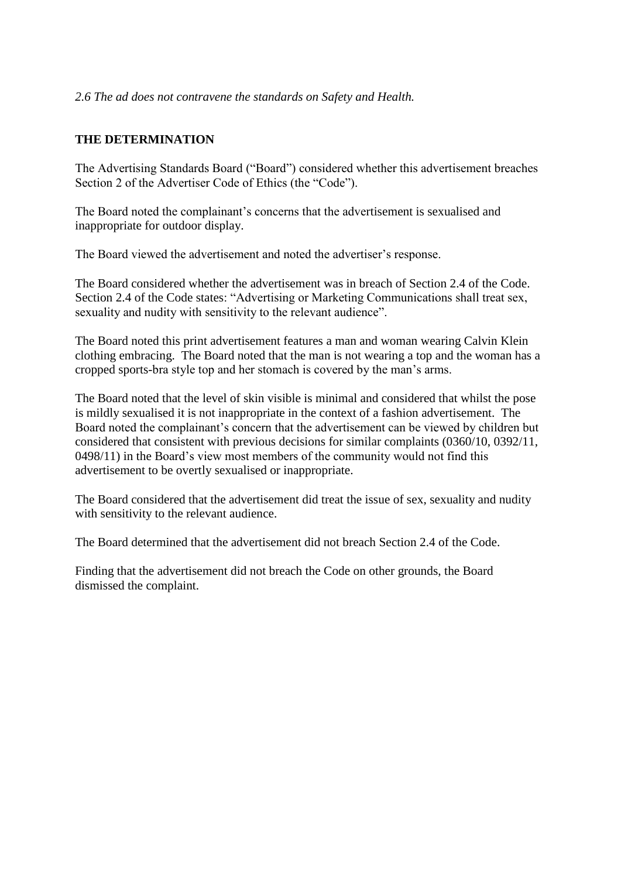*2.6 The ad does not contravene the standards on Safety and Health.*

## THE DETERMINATION

The Advertising Standards Board ("Board") considered whether this advertisement breaches Section 2 of the Advertiser Code of Ethics (the "Code").

The Board noted the complainant's concerns that the advertisement is sexualised and inappropriate for outdoor display.

The Board viewed the advertisement and noted the advertiser's response.

The Board considered whether the advertisement was in breach of Section 2.4 of the Code. Section 2.4 of the Code states: "Advertising or Marketing Communications shall treat sex, sexuality and nudity with sensitivity to the relevant audience".

The Board noted this print advertisement features a man and woman wearing Calvin Klein clothing embracing. The Board noted that the man is not wearing a top and the woman has a cropped sports-bra style top and her stomach is covered by the man's arms.

The Board noted that the level of skin visible is minimal and considered that whilst the pose is mildly sexualised it is not inappropriate in the context of a fashion advertisement. The Board noted the complainant's concern that the advertisement can be viewed by children but considered that consistent with previous decisions for similar complaints (0360/10, 0392/11, 0498/11) in the Board's view most members of the community would not find this advertisement to be overtly sexualised or inappropriate.

The Board considered that the advertisement did treat the issue of sex, sexuality and nudity with sensitivity to the relevant audience.

The Board determined that the advertisement did not breach Section 2.4 of the Code.

Finding that the advertisement did not breach the Code on other grounds, the Board dismissed the complaint.